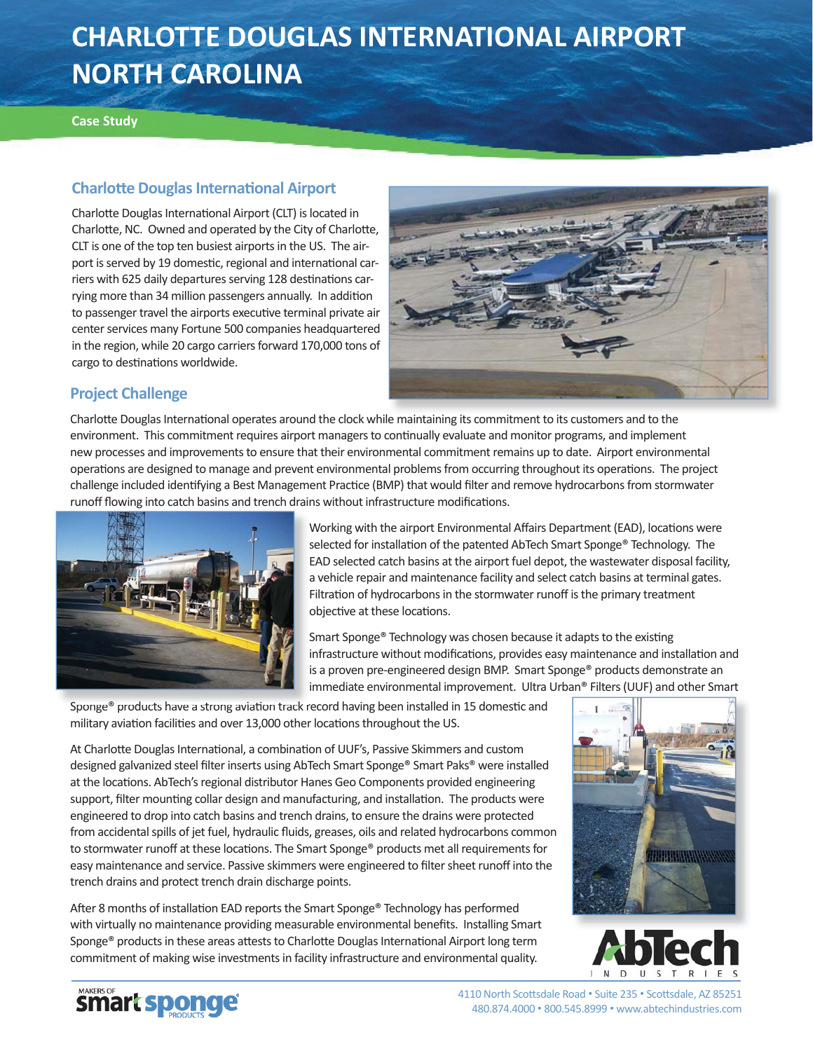# CHARLOTTE DOUGLAS INTERNATIONAL AIRPORT NORTH CAROLINA

**Case Study**

## Charlotte Douglas International Airport

Charlotte Douglas International Airport (CLT) is located in Charlotte, NC. Owned and operated by the City of Charlotte, CLT is one of the top ten busiest airports in the US. The airport is served by 19 domestic, regional and international carriers with 625 daily departures serving 128 destinations carrying more than 34 million passengers annually. In addition to passenger travel the airports executive terminal private air center services many Fortune 500 companies headquartered in the region, while 20 cargo carriers forward 170,000 tons of cargo to destinations worldwide.

## Project Challenge

Charlotte Douglas International operates around the clock while maintaining its commitment to its customers and to the environment. This commitment requires airport managers to continually evaluate and monitor programs, and implement new processes and improvements to ensure that their environmental commitment remains up to date. Airport environmental operations are designed to manage and prevent environmental problems from occurring throughout its operations. The project challenge included identifying a Best Management Practice (BMP) that would filter and remove hydrocarbons from stormwater runoff flowing into catch basins and trench drains without infrastructure modifications.

Working with the airport Environmental Affairs Department (EAD), locations were selected for installation of the patented AbTech Smart Sponge® Technology. The EAD selected catch basins at the airport fuel depot, the wastewater disposal facility, a vehicle repair and maintenance facility and select catch basins at terminal gates. Filtration of hydrocarbons in the stormwater runoff is the primary treatment objective at these locations.

Smart Sponge® Technology was chosen because it adapts to the existing infrastructure without modifications, provides easy maintenance and installation and is a proven pre-engineered design BMP. Smart Sponge® products demonstrate an immediate environmental improvement. Ultra Urban® Filters (UUF) and other Smart Sponge® products have a strong aviation track record having been installed in 15 domestic and military aviation facilities and over 13,000 other locations throughout the US.

At Charlotte Douglas International, a combination of UUF's, Passive Skimmers and custom designed galvanized steel filter inserts using AbTech Smart Sponge® Smart Paks® were installed at the locations. AbTech's regional distributor Hanes Geo Components provided engineering support, filter mounting collar design and manufacturing, and installation. The products were engineered to drop into catch basins and trench drains, to ensure the drains were protected from accidental spills of jet fuel, hydraulic fluids, greases, oils and related hydrocarbons common to stormwater runoff at these locations. The Smart Sponge® products met all requirements for easy maintenance and service. Passive skimmers were engineered to filter sheet runoff into the trench drains and protect trench drain discharge points.

After 8 months of installation EAD reports the Smart Sponge® Technology has performed with virtually no maintenance providing measurable environmental benefits. Installing Smart Sponge® products in these areas attests to Charlotte Douglas International Airport long term commitment of making wise investments in facility infrastructure and environmental quality.

AbTech INDUSTRIES

MAKERS OF smart sponge PRODUCTS

4110 North Scottsdale Road • Suite 235 • Scottsdale, AZ 85251
480.874.4000 • 800.545.8999 • www.abtechindustries.com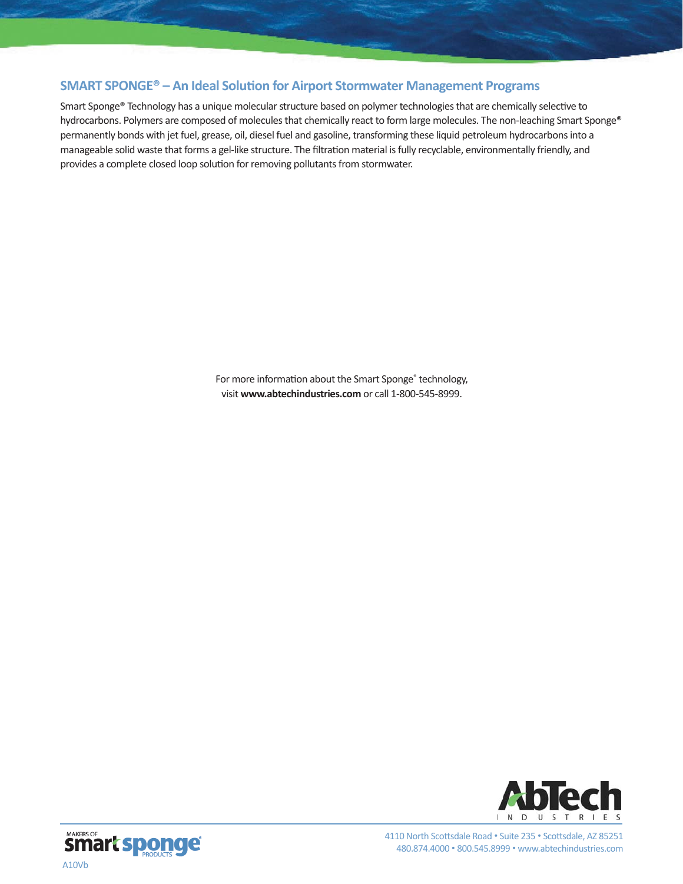## SMART SPONGE® – An Ideal Solution for Airport Stormwater Management Programs

Smart Sponge® Technology has a unique molecular structure based on polymer technologies that are chemically selective to hydrocarbons. Polymers are composed of molecules that chemically react to form large molecules. The non-leaching Smart Sponge® permanently bonds with jet fuel, grease, oil, diesel fuel and gasoline, transforming these liquid petroleum hydrocarbons into a manageable solid waste that forms a gel-like structure. The filtration material is fully recyclable, environmentally friendly, and provides a complete closed loop solution for removing pollutants from stormwater.

For more information about the Smart Sponge® technology,
visit **www.abtechindustries.com** or call 1-800-545-8999.

AbTech INDUSTRIES

4110 North Scottsdale Road • Suite 235 • Scottsdale, AZ 85251
480.874.4000 • 800.545.8999 • www.abtechindustries.com

MAKERS OF smart sponge® PRODUCTS

A10Vb